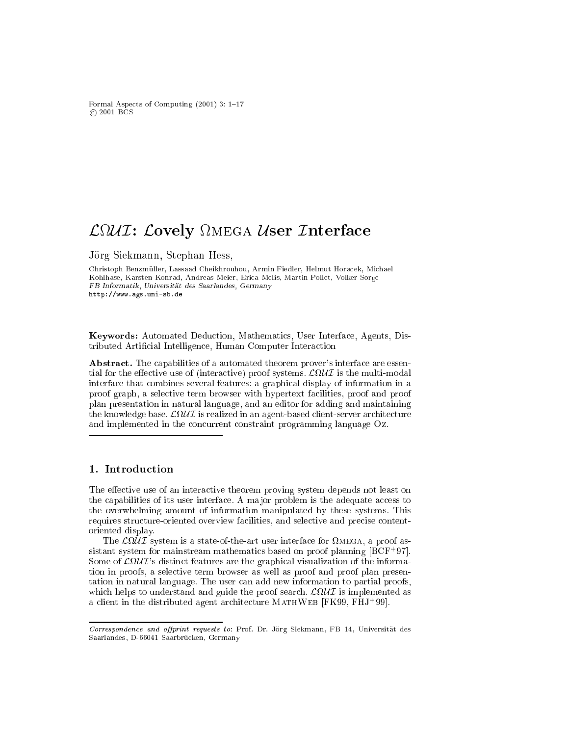# $\mathcal{L}\Omega\mathcal{UI}$: $\mathcal{L}$ovely ΩMEGA $\mathcal{U}$ser $\mathcal{I}$nterface

Jörg Siekmann, Stephan Hess,

Christoph Benzmüller, Lassaad Cheikhrouhou, Armin Fiedler, Helmut Horacek, Michael Kohlhase, Karsten Konrad, Andreas Meier, Erica Melis, Martin Pollet, Volker Sorge
*FB Informatik, Universität des Saarlandes, Germany*
http://www.ags.uni-sb.de

**Keywords:** Automated Deduction, Mathematics, User Interface, Agents, Distributed Artificial Intelligence, Human Computer Interaction

**Abstract.** The capabilities of a automated theorem prover's interface are essential for the effective use of (interactive) proof systems. $\mathcal{L}\Omega\mathcal{UI}$ is the multi-modal interface that combines several features: a graphical display of information in a proof graph, a selective term browser with hypertext facilities, proof and proof plan presentation in natural language, and an editor for adding and maintaining the knowledge base. $\mathcal{L}\Omega\mathcal{UI}$ is realized in an agent-based client-server architecture and implemented in the concurrent constraint programming language OZ.

## 1. Introduction

The effective use of an interactive theorem proving system depends not least on the capabilities of its user interface. A major problem is the adequate access to the overwhelming amount of information manipulated by these systems. This requires structure-oriented overview facilities, and selective and precise content-oriented display.

The $\mathcal{L}\Omega\mathcal{UI}$ system is a state-of-the-art user interface for ΩMEGA, a proof assistant system for mainstream mathematics based on proof planning [BCF+97]. Some of $\mathcal{L}\Omega\mathcal{UI}$'s distinct features are the graphical visualization of the information in proofs, a selective term browser as well as proof and proof plan presentation in natural language. The user can add new information to partial proofs, which helps to understand and guide the proof search. $\mathcal{L}\Omega\mathcal{UI}$ is implemented as a client in the distributed agent architecture MATHWEB [FK99, FHJ+99].

*Correspondence and offprint requests to*: Prof. Dr. Jörg Siekmann, FB 14, Universität des Saarlandes, D-66041 Saarbrücken, Germany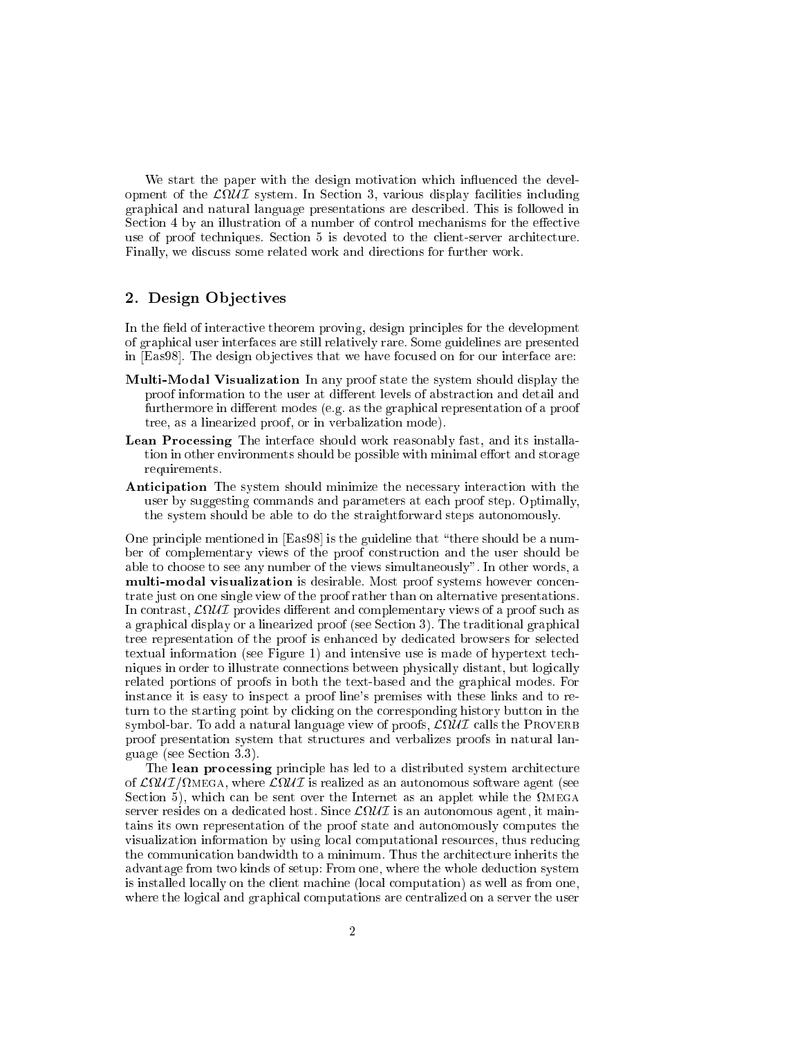We start the paper with the design motivation which influenced the development of the $\mathcal{L}\Omega\mathcal{UI}$ system. In Section 3, various display facilities including graphical and natural language presentations are described. This is followed in Section 4 by an illustration of a number of control mechanisms for the effective use of proof techniques. Section 5 is devoted to the client-server architecture. Finally, we discuss some related work and directions for further work.

## 2. Design Objectives

In the field of interactive theorem proving, design principles for the development of graphical user interfaces are still relatively rare. Some guidelines are presented in [Eas98]. The design objectives that we have focused on for our interface are:

**Multi-Modal Visualization** In any proof state the system should display the proof information to the user at different levels of abstraction and detail and furthermore in different modes (e.g. as the graphical representation of a proof tree, as a linearized proof, or in verbalization mode).

**Lean Processing** The interface should work reasonably fast, and its installation in other environments should be possible with minimal effort and storage requirements.

**Anticipation** The system should minimize the necessary interaction with the user by suggesting commands and parameters at each proof step. Optimally, the system should be able to do the straightforward steps autonomously.

One principle mentioned in [Eas98] is the guideline that "there should be a number of complementary views of the proof construction and the user should be able to choose to see any number of the views simultaneously". In other words, a **multi-modal visualization** is desirable. Most proof systems however concentrate just on one single view of the proof rather than on alternative presentations. In contrast, $\mathcal{L}\Omega\mathcal{UI}$ provides different and complementary views of a proof such as a graphical display or a linearized proof (see Section 3). The traditional graphical tree representation of the proof is enhanced by dedicated browsers for selected textual information (see Figure 1) and intensive use is made of hypertext techniques in order to illustrate connections between physically distant, but logically related portions of proofs in both the text-based and the graphical modes. For instance it is easy to inspect a proof line's premises with these links and to return to the starting point by clicking on the corresponding history button in the symbol-bar. To add a natural language view of proofs, $\mathcal{L}\Omega\mathcal{UI}$ calls the PROVERB proof presentation system that structures and verbalizes proofs in natural language (see Section 3.3).

The **lean processing** principle has led to a distributed system architecture of $\mathcal{L}\Omega\mathcal{UI}$/$\Omega$MEGA, where $\mathcal{L}\Omega\mathcal{UI}$ is realized as an autonomous software agent (see Section 5), which can be sent over the Internet as an applet while the $\Omega$MEGA server resides on a dedicated host. Since $\mathcal{L}\Omega\mathcal{UI}$ is an autonomous agent, it maintains its own representation of the proof state and autonomously computes the visualization information by using local computational resources, thus reducing the communication bandwidth to a minimum. Thus the architecture inherits the advantage from two kinds of setup: From one, where the whole deduction system is installed locally on the client machine (local computation) as well as from one, where the logical and graphical computations are centralized on a server the user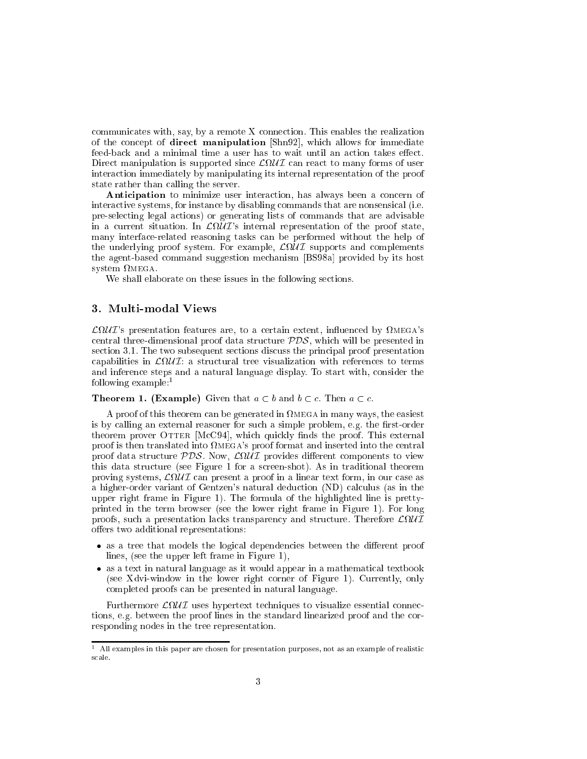communicates with, say, by a remote X connection. This enables the realization of the concept of **direct manipulation** [Shn92], which allows for immediate feed-back and a minimal time a user has to wait until an action takes effect. Direct manipulation is supported since $\mathcal{L}\Omega\mathcal{UI}$ can react to many forms of user interaction immediately by manipulating its internal representation of the proof state rather than calling the server.

**Anticipation** to minimize user interaction, has always been a concern of interactive systems, for instance by disabling commands that are nonsensical (i.e. pre-selecting legal actions) or generating lists of commands that are advisable in a current situation. In $\mathcal{L}\Omega\mathcal{UI}$'s internal representation of the proof state, many interface-related reasoning tasks can be performed without the help of the underlying proof system. For example, $\mathcal{L}\Omega\mathcal{UI}$ supports and complements the agent-based command suggestion mechanism [BS98a] provided by its host system $\Omega$MEGA.

We shall elaborate on these issues in the following sections.

## 3. Multi-modal Views

$\mathcal{L}\Omega\mathcal{UI}$'s presentation features are, to a certain extent, influenced by $\Omega$MEGA's central three-dimensional proof data structure $\mathcal{PDS}$, which will be presented in section 3.1. The two subsequent sections discuss the principal proof presentation capabilities in $\mathcal{L}\Omega\mathcal{UI}$: a structural tree visualization with references to terms and inference steps and a natural language display. To start with, consider the following example:[1]

**Theorem 1. (Example)** Given that $a \subset b$ and $b \subset c$. Then $a \subset c$.

A proof of this theorem can be generated in $\Omega$MEGA in many ways, the easiest is by calling an external reasoner for such a simple problem, e.g. the first-order theorem prover OTTER [McC94], which quickly finds the proof. This external proof is then translated into $\Omega$MEGA's proof format and inserted into the central proof data structure $\mathcal{PDS}$. Now, $\mathcal{L}\Omega\mathcal{UI}$ provides different components to view this data structure (see Figure 1 for a screen-shot). As in traditional theorem proving systems, $\mathcal{L}\Omega\mathcal{UI}$ can present a proof in a linear text form, in our case as a higher-order variant of Gentzen's natural deduction (ND) calculus (as in the upper right frame in Figure 1). The formula of the highlighted line is pretty-printed in the term browser (see the lower right frame in Figure 1). For long proofs, such a presentation lacks transparency and structure. Therefore $\mathcal{L}\Omega\mathcal{UI}$ offers two additional representations:

- as a tree that models the logical dependencies between the different proof lines, (see the upper left frame in Figure 1),
- as a text in natural language as it would appear in a mathematical textbook (see Xdvi-window in the lower right corner of Figure 1). Currently, only completed proofs can be presented in natural language.

Furthermore $\mathcal{L}\Omega\mathcal{UI}$ uses hypertext techniques to visualize essential connections, e.g. between the proof lines in the standard linearized proof and the corresponding nodes in the tree representation.

[1] All examples in this paper are chosen for presentation purposes, not as an example of realistic scale.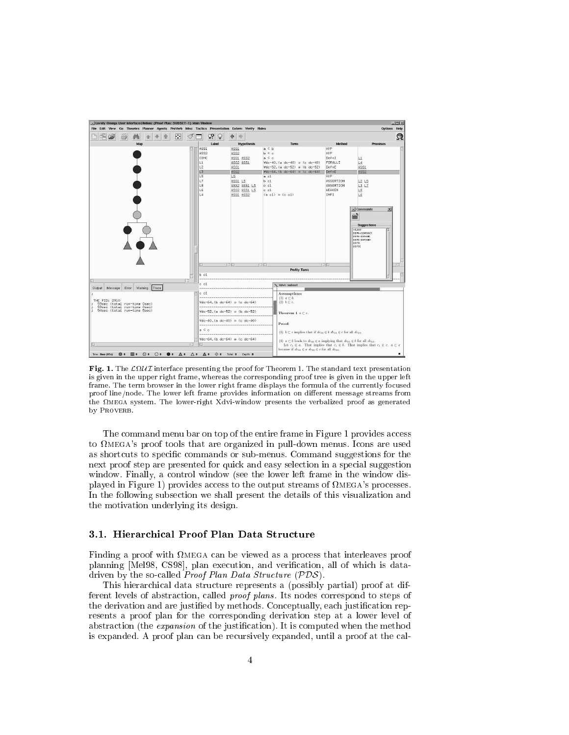**Fig. 1.** The $\mathcal{L}\Omega\mathcal{UI}$ interface presenting the proof for Theorem 1. The standard text presentation is given in the upper right frame, whereas the corresponding proof tree is given in the upper left frame. The term browser in the lower right frame displays the formula of the currently focused proof line/node. The lower left frame provides information on different message streams from the ΩMEGA system. The lower-right Xdvi-window presents the verbalized proof as generated by PROVERB.

The command menu bar on top of the entire frame in Figure 1 provides access to ΩMEGA's proof tools that are organized in pull-down menus. Icons are used as shortcuts to specific commands or sub-menus. Command suggestions for the next proof step are presented for quick and easy selection in a special suggestion window. Finally, a control window (see the lower left frame in the window displayed in Figure 1) provides access to the output streams of ΩMEGA's processes. In the following subsection we shall present the details of this visualization and the motivation underlying its design.

### 3.1. Hierarchical Proof Plan Data Structure

Finding a proof with ΩMEGA can be viewed as a process that interleaves proof planning [Mel98, CS98], plan execution, and verification, all of which is data-driven by the so-called *Proof Plan Data Structure* ($\mathcal{PDS}$).

This hierarchical data structure represents a (possibly partial) proof at different levels of abstraction, called *proof plans*. Its nodes correspond to steps of the derivation and are justified by methods. Conceptually, each justification represents a proof plan for the corresponding derivation step at a lower level of abstraction (the *expansion* of the justification). It is computed when the method is expanded. A proof plan can be recursively expanded, until a proof at the cal-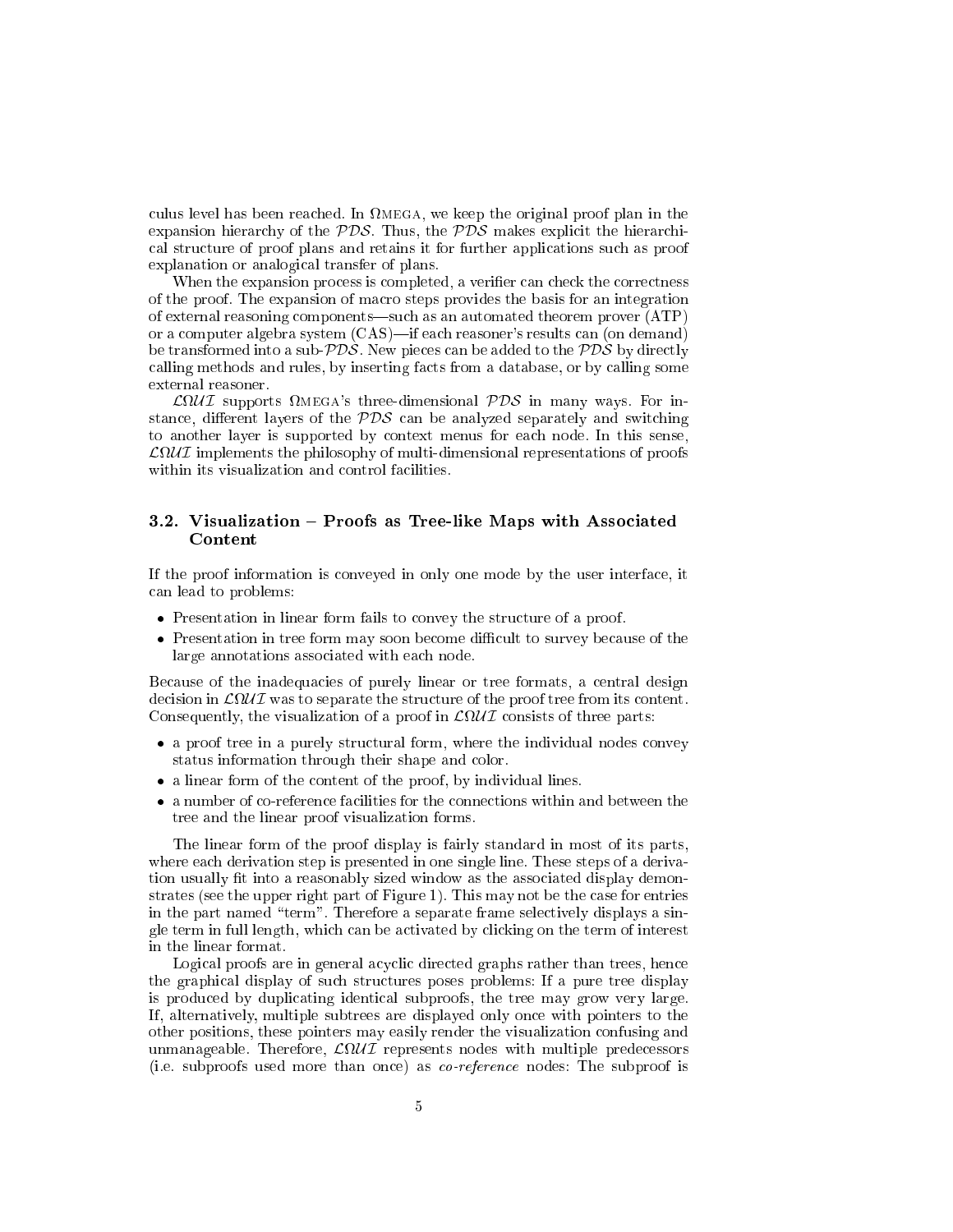culus level has been reached. In ΩMEGA, we keep the original proof plan in the expansion hierarchy of the $\mathcal{PDS}$. Thus, the $\mathcal{PDS}$ makes explicit the hierarchical structure of proof plans and retains it for further applications such as proof explanation or analogical transfer of plans.

When the expansion process is completed, a verifier can check the correctness of the proof. The expansion of macro steps provides the basis for an integration of external reasoning components—such as an automated theorem prover (ATP) or a computer algebra system (CAS)—if each reasoner's results can (on demand) be transformed into a sub-$\mathcal{PDS}$. New pieces can be added to the $\mathcal{PDS}$ by directly calling methods and rules, by inserting facts from a database, or by calling some external reasoner.

$\mathcal{L}\Omega\mathcal{UI}$ supports ΩMEGA's three-dimensional $\mathcal{PDS}$ in many ways. For instance, different layers of the $\mathcal{PDS}$ can be analyzed separately and switching to another layer is supported by context menus for each node. In this sense, $\mathcal{L}\Omega\mathcal{UI}$ implements the philosophy of multi-dimensional representations of proofs within its visualization and control facilities.

### 3.2. Visualization – Proofs as Tree-like Maps with Associated Content

If the proof information is conveyed in only one mode by the user interface, it can lead to problems:

- Presentation in linear form fails to convey the structure of a proof.
- Presentation in tree form may soon become difficult to survey because of the large annotations associated with each node.

Because of the inadequacies of purely linear or tree formats, a central design decision in $\mathcal{L}\Omega\mathcal{UI}$ was to separate the structure of the proof tree from its content. Consequently, the visualization of a proof in $\mathcal{L}\Omega\mathcal{UI}$ consists of three parts:

- a proof tree in a purely structural form, where the individual nodes convey status information through their shape and color.
- a linear form of the content of the proof, by individual lines.
- a number of co-reference facilities for the connections within and between the tree and the linear proof visualization forms.

The linear form of the proof display is fairly standard in most of its parts, where each derivation step is presented in one single line. These steps of a derivation usually fit into a reasonably sized window as the associated display demonstrates (see the upper right part of Figure 1). This may not be the case for entries in the part named "term". Therefore a separate frame selectively displays a single term in full length, which can be activated by clicking on the term of interest in the linear format.

Logical proofs are in general acyclic directed graphs rather than trees, hence the graphical display of such structures poses problems: If a pure tree display is produced by duplicating identical subproofs, the tree may grow very large. If, alternatively, multiple subtrees are displayed only once with pointers to the other positions, these pointers may easily render the visualization confusing and unmanageable. Therefore, $\mathcal{L}\Omega\mathcal{UI}$ represents nodes with multiple predecessors (i.e. subproofs used more than once) as *co-reference* nodes: The subproof is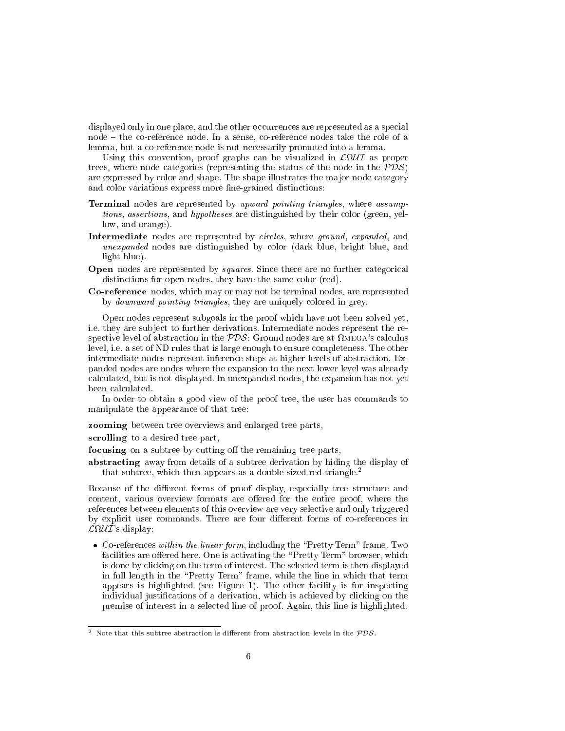displayed only in one place, and the other occurrences are represented as a special node – the co-reference node. In a sense, co-reference nodes take the role of a lemma, but a co-reference node is not necessarily promoted into a lemma.

Using this convention, proof graphs can be visualized in $\mathcal{L}\Omega\mathcal{UI}$ as proper trees, where node categories (representing the status of the node in the $\mathcal{PDS}$) are expressed by color and shape. The shape illustrates the major node category and color variations express more fine-grained distinctions:

**Terminal** nodes are represented by *upward pointing triangles*, where *assumptions*, *assertions*, and *hypotheses* are distinguished by their color (green, yellow, and orange).

**Intermediate** nodes are represented by *circles*, where *ground*, *expanded*, and *unexpanded* nodes are distinguished by color (dark blue, bright blue, and light blue).

**Open** nodes are represented by *squares*. Since there are no further categorical distinctions for open nodes, they have the same color (red).

**Co-reference** nodes, which may or may not be terminal nodes, are represented by *downward pointing triangles*, they are uniquely colored in grey.

Open nodes represent subgoals in the proof which have not been solved yet, i.e. they are subject to further derivations. Intermediate nodes represent the respective level of abstraction in the $\mathcal{PDS}$: Ground nodes are at ΩMEGA's calculus level, i.e. a set of ND rules that is large enough to ensure completeness. The other intermediate nodes represent inference steps at higher levels of abstraction. Expanded nodes are nodes where the expansion to the next lower level was already calculated, but is not displayed. In unexpanded nodes, the expansion has not yet been calculated.

In order to obtain a good view of the proof tree, the user has commands to manipulate the appearance of that tree:

**zooming** between tree overviews and enlarged tree parts,

**scrolling** to a desired tree part,

**focusing** on a subtree by cutting off the remaining tree parts,

**abstracting** away from details of a subtree derivation by hiding the display of that subtree, which then appears as a double-sized red triangle.[2]

Because of the different forms of proof display, especially tree structure and content, various overview formats are offered for the entire proof, where the references between elements of this overview are very selective and only triggered by explicit user commands. There are four different forms of co-references in $\mathcal{L}\Omega\mathcal{UI}$'s display:

- Co-references *within the linear form*, including the "Pretty Term" frame. Two facilities are offered here. One is activating the "Pretty Term" browser, which is done by clicking on the term of interest. The selected term is then displayed in full length in the "Pretty Term" frame, while the line in which that term appears is highlighted (see Figure 1). The other facility is for inspecting individual justifications of a derivation, which is achieved by clicking on the premise of interest in a selected line of proof. Again, this line is highlighted.

[2] Note that this subtree abstraction is different from abstraction levels in the $\mathcal{PDS}$.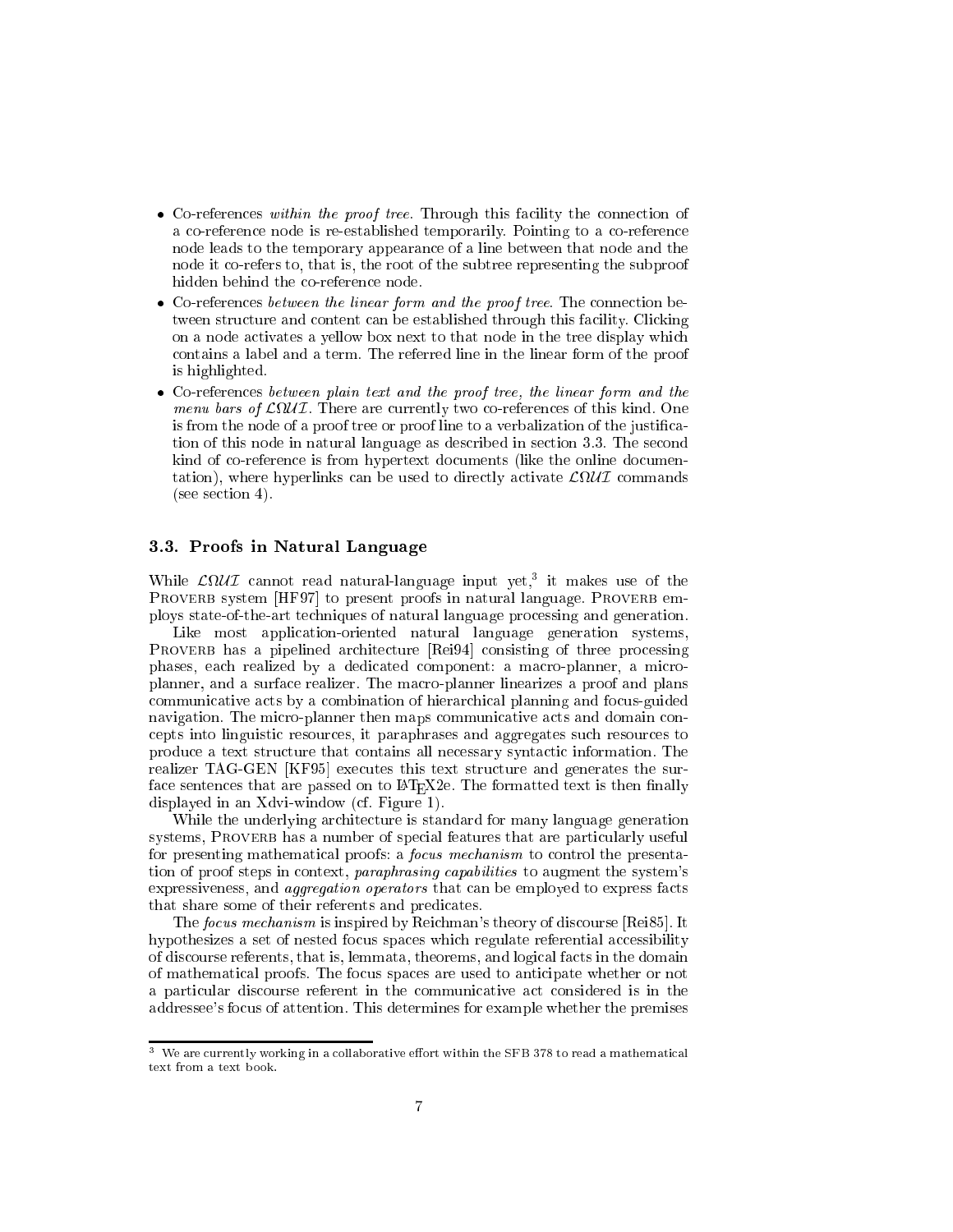- Co-references *within the proof tree*. Through this facility the connection of a co-reference node is re-established temporarily. Pointing to a co-reference node leads to the temporary appearance of a line between that node and the node it co-refers to, that is, the root of the subtree representing the subproof hidden behind the co-reference node.
- Co-references *between the linear form and the proof tree*. The connection between structure and content can be established through this facility. Clicking on a node activates a yellow box next to that node in the tree display which contains a label and a term. The referred line in the linear form of the proof is highlighted.
- Co-references *between plain text and the proof tree, the linear form and the menu bars of $\mathcal{L}\Omega\mathcal{UI}$*. There are currently two co-references of this kind. One is from the node of a proof tree or proof line to a verbalization of the justification of this node in natural language as described in section 3.3. The second kind of co-reference is from hypertext documents (like the online documentation), where hyperlinks can be used to directly activate $\mathcal{L}\Omega\mathcal{UI}$ commands (see section 4).

### 3.3. Proofs in Natural Language

While $\mathcal{L}\Omega\mathcal{UI}$ cannot read natural-language input yet,[3] it makes use of the PROVERB system [HF97] to present proofs in natural language. PROVERB employs state-of-the-art techniques of natural language processing and generation.

Like most application-oriented natural language generation systems, PROVERB has a pipelined architecture [Rei94] consisting of three processing phases, each realized by a dedicated component: a macro-planner, a micro-planner, and a surface realizer. The macro-planner linearizes a proof and plans communicative acts by a combination of hierarchical planning and focus-guided navigation. The micro-planner then maps communicative acts and domain concepts into linguistic resources, it paraphrases and aggregates such resources to produce a text structure that contains all necessary syntactic information. The realizer TAG-GEN [KF95] executes this text structure and generates the surface sentences that are passed on to LaTeX2e. The formatted text is then finally displayed in an Xdvi-window (cf. Figure 1).

While the underlying architecture is standard for many language generation systems, PROVERB has a number of special features that are particularly useful for presenting mathematical proofs: a *focus mechanism* to control the presentation of proof steps in context, *paraphrasing capabilities* to augment the system's expressiveness, and *aggregation operators* that can be employed to express facts that share some of their referents and predicates.

The *focus mechanism* is inspired by Reichman's theory of discourse [Rei85]. It hypothesizes a set of nested focus spaces which regulate referential accessibility of discourse referents, that is, lemmata, theorems, and logical facts in the domain of mathematical proofs. The focus spaces are used to anticipate whether or not a particular discourse referent in the communicative act considered is in the addressee's focus of attention. This determines for example whether the premises

---

[3] We are currently working in a collaborative effort within the SFB 378 to read a mathematical text from a text book.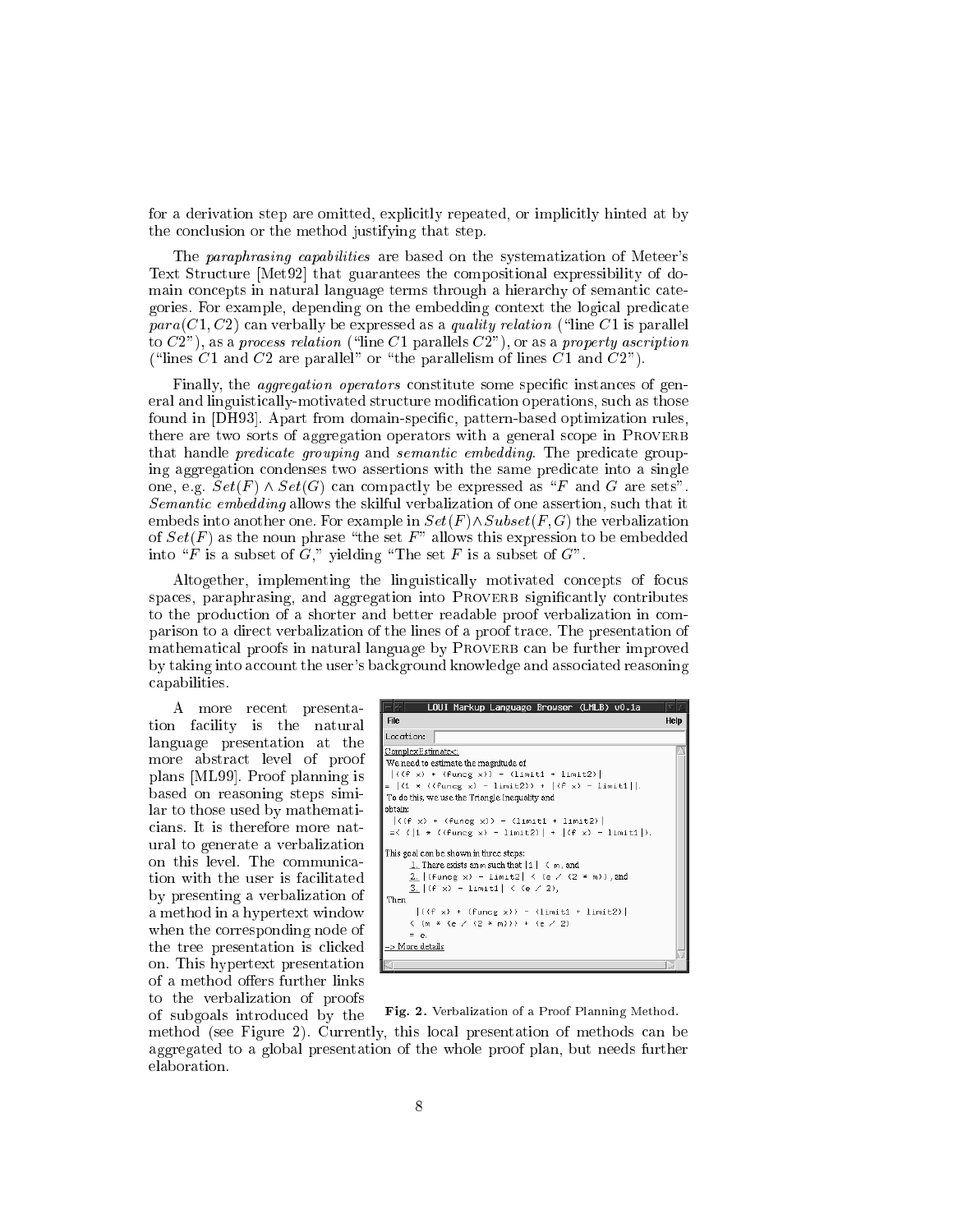for a derivation step are omitted, explicitly repeated, or implicitly hinted at by the conclusion or the method justifying that step.

The *paraphrasing capabilities* are based on the systematization of Meteer's Text Structure [Met92] that guarantees the compositional expressibility of domain concepts in natural language terms through a hierarchy of semantic categories. For example, depending on the embedding context the logical predicate $para(C1, C2)$ can verbally be expressed as a *quality relation* ("line $C1$ is parallel to $C2$"), as a *process relation* ("line $C1$ parallels $C2$"), or as a *property ascription* ("lines $C1$ and $C2$ are parallel" or "the parallelism of lines $C1$ and $C2$").

Finally, the *aggregation operators* constitute some specific instances of general and linguistically-motivated structure modification operations, such as those found in [DH93]. Apart from domain-specific, pattern-based optimization rules, there are two sorts of aggregation operators with a general scope in PROVERB that handle *predicate grouping* and *semantic embedding*. The predicate grouping aggregation condenses two assertions with the same predicate into a single one, e.g. $Set(F) \wedge Set(G)$ can compactly be expressed as "$F$ and $G$ are sets". *Semantic embedding* allows the skilful verbalization of one assertion, such that it embeds into another one. For example in $Set(F) \wedge Subset(F, G)$ the verbalization of $Set(F)$ as the noun phrase "the set $F$" allows this expression to be embedded into "$F$ is a subset of $G$," yielding "The set $F$ is a subset of $G$".

Altogether, implementing the linguistically motivated concepts of focus spaces, paraphrasing, and aggregation into PROVERB significantly contributes to the production of a shorter and better readable proof verbalization in comparison to a direct verbalization of the lines of a proof trace. The presentation of mathematical proofs in natural language by PROVERB can be further improved by taking into account the user's background knowledge and associated reasoning capabilities.

A more recent presentation facility is the natural language presentation at the more abstract level of proof plans [ML99]. Proof planning is based on reasoning steps similar to those used by mathematicians. It is therefore more natural to generate a verbalization on this level. The communication with the user is facilitated by presenting a verbalization of a method in a hypertext window when the corresponding node of the tree presentation is clicked on. This hypertext presentation of a method offers further links to the verbalization of proofs of subgoals introduced by the method (see Figure 2). Currently, this local presentation of methods can be aggregated to a global presentation of the whole proof plan, but needs further elaboration.

```
LOUI Markup Language Browser (LMLB) v0.1a
File                                                      Help
Location:
ComplexEstimate<:
We need to estimate the magnitude of
 |((f x) + (funcg x)) - (limit1 + limit2)|
= |(1 * ((funcg x) - limit2)) + |(f x) - limit1||.
To do this, we use the Triangle Inequality and
obtain:
 |((f x) + (funcg x)) - (limit1 + limit2)|
 =< (|1 * ((funcg x) - limit2)| + |(f x) - limit1|).

This goal can be shown in three steps:
     1. There exists an m such that |1| < m, and
     2. |(funcg x) - limit2| < (e / (2 * m)), and
     3. |(f x) - limit1| < (e / 2),
Then
      |((f x) + (funcg x)) - (limit1 + limit2)|
      < (m * (e / (2 * m))) + (e / 2)
      = e.
-> More details
```

**Fig. 2.** Verbalization of a Proof Planning Method.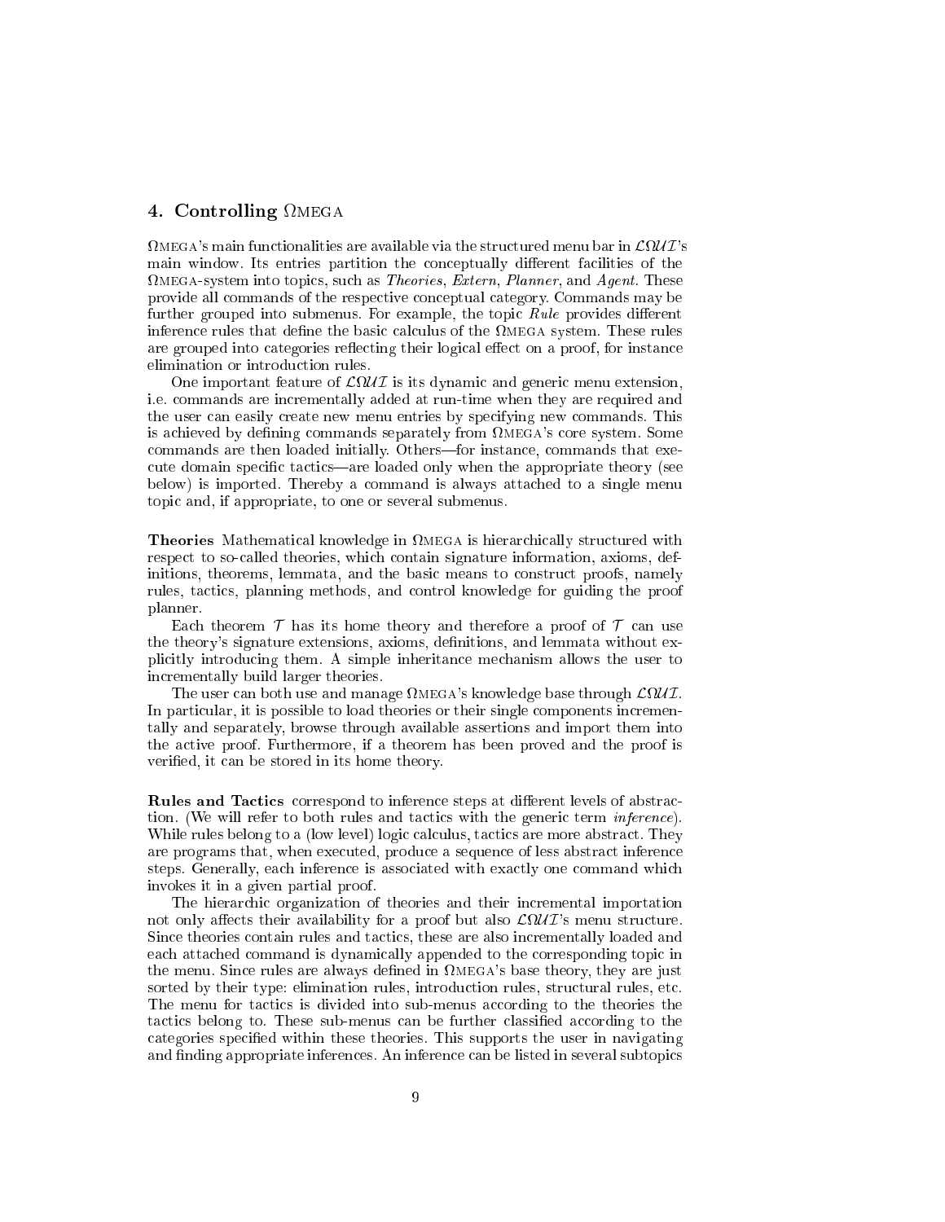## 4. Controlling Ωmega

Ωmega's main functionalities are available via the structured menu bar in $\mathcal{L}\Omega\mathcal{U}\mathcal{I}$'s main window. Its entries partition the conceptually different facilities of the Ωmega-system into topics, such as *Theories*, *Extern*, *Planner*, and *Agent*. These provide all commands of the respective conceptual category. Commands may be further grouped into submenus. For example, the topic *Rule* provides different inference rules that define the basic calculus of the Ωmega system. These rules are grouped into categories reflecting their logical effect on a proof, for instance elimination or introduction rules.

One important feature of $\mathcal{L}\Omega\mathcal{U}\mathcal{I}$ is its dynamic and generic menu extension, i.e. commands are incrementally added at run-time when they are required and the user can easily create new menu entries by specifying new commands. This is achieved by defining commands separately from Ωmega's core system. Some commands are then loaded initially. Others—for instance, commands that execute domain specific tactics—are loaded only when the appropriate theory (see below) is imported. Thereby a command is always attached to a single menu topic and, if appropriate, to one or several submenus.

**Theories** Mathematical knowledge in Ωmega is hierarchically structured with respect to so-called theories, which contain signature information, axioms, definitions, theorems, lemmata, and the basic means to construct proofs, namely rules, tactics, planning methods, and control knowledge for guiding the proof planner.

Each theorem $\mathcal{T}$ has its home theory and therefore a proof of $\mathcal{T}$ can use the theory's signature extensions, axioms, definitions, and lemmata without explicitly introducing them. A simple inheritance mechanism allows the user to incrementally build larger theories.

The user can both use and manage Ωmega's knowledge base through $\mathcal{L}\Omega\mathcal{U}\mathcal{I}$. In particular, it is possible to load theories or their single components incrementally and separately, browse through available assertions and import them into the active proof. Furthermore, if a theorem has been proved and the proof is verified, it can be stored in its home theory.

**Rules and Tactics** correspond to inference steps at different levels of abstraction. (We will refer to both rules and tactics with the generic term *inference*). While rules belong to a (low level) logic calculus, tactics are more abstract. They are programs that, when executed, produce a sequence of less abstract inference steps. Generally, each inference is associated with exactly one command which invokes it in a given partial proof.

The hierarchic organization of theories and their incremental importation not only affects their availability for a proof but also $\mathcal{L}\Omega\mathcal{U}\mathcal{I}$'s menu structure. Since theories contain rules and tactics, these are also incrementally loaded and each attached command is dynamically appended to the corresponding topic in the menu. Since rules are always defined in Ωmega's base theory, they are just sorted by their type: elimination rules, introduction rules, structural rules, etc. The menu for tactics is divided into sub-menus according to the theories the tactics belong to. These sub-menus can be further classified according to the categories specified within these theories. This supports the user in navigating and finding appropriate inferences. An inference can be listed in several subtopics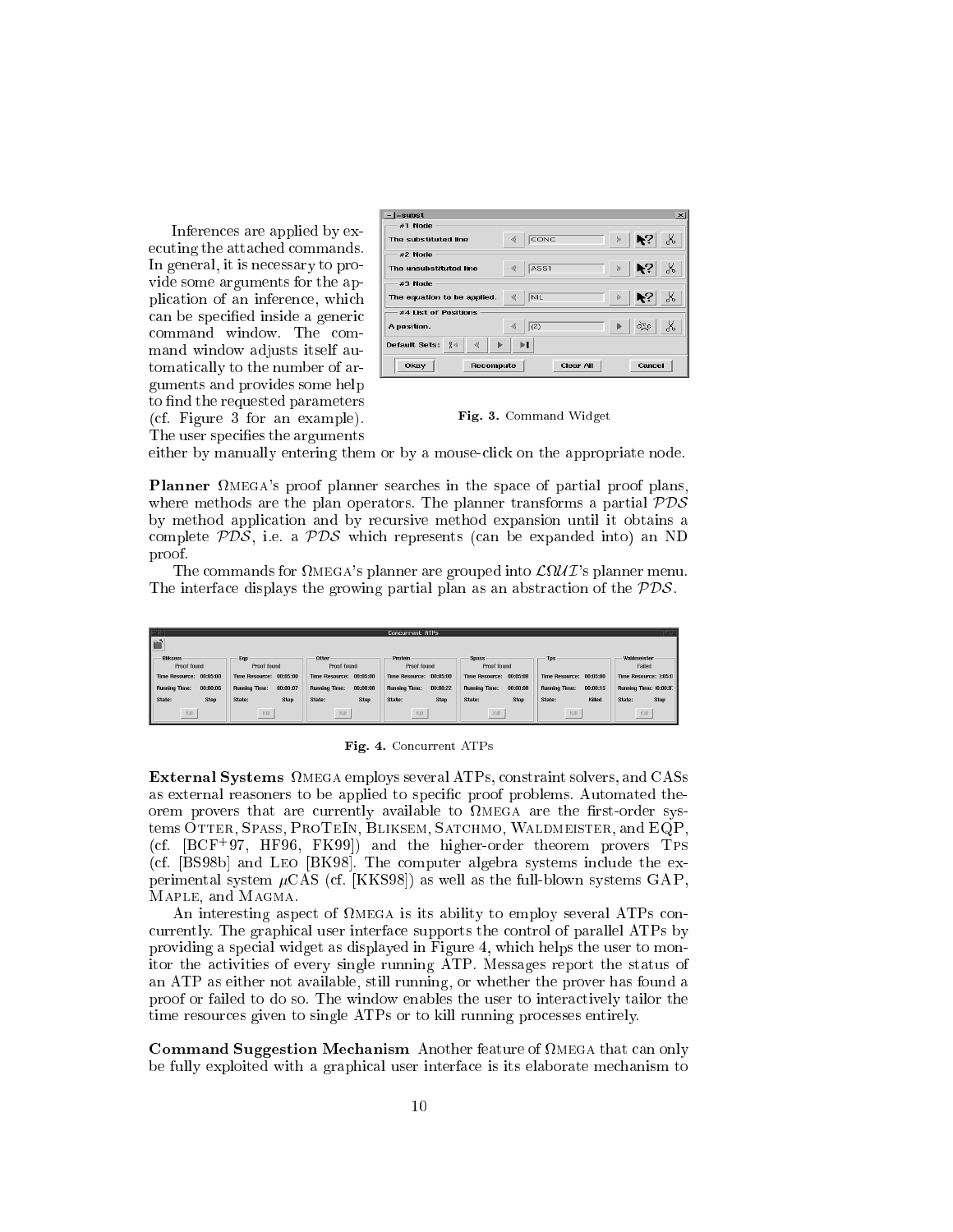Inferences are applied by executing the attached commands. In general, it is necessary to provide some arguments for the application of an inference, which can be specified inside a generic command window. The command window adjusts itself automatically to the number of arguments and provides some help to find the requested parameters (cf. Figure 3 for an example). The user specifies the arguments either by manually entering them or by a mouse-click on the appropriate node.

**Fig. 3.** Command Widget

**Planner** ΩMEGA's proof planner searches in the space of partial proof plans, where methods are the plan operators. The planner transforms a partial $\mathcal{PDS}$ by method application and by recursive method expansion until it obtains a complete $\mathcal{PDS}$, i.e. a $\mathcal{PDS}$ which represents (can be expanded into) an ND proof.

The commands for ΩMEGA's planner are grouped into $\mathcal{L}\Omega\mathcal{UI}$'s planner menu. The interface displays the growing partial plan as an abstraction of the $\mathcal{PDS}$.

**Fig. 4.** Concurrent ATPs

**External Systems** ΩMEGA employs several ATPs, constraint solvers, and CASs as external reasoners to be applied to specific proof problems. Automated theorem provers that are currently available to ΩMEGA are the first-order systems OTTER, SPASS, PROTEIN, BLIKSEM, SATCHMO, WALDMEISTER, and EQP, (cf. [BCF+97, HF96, FK99]) and the higher-order theorem provers TPS (cf. [BS98b] and LEO [BK98]. The computer algebra systems include the experimental system $\mu$CAS (cf. [KKS98]) as well as the full-blown systems GAP, MAPLE, and MAGMA.

An interesting aspect of ΩMEGA is its ability to employ several ATPs concurrently. The graphical user interface supports the control of parallel ATPs by providing a special widget as displayed in Figure 4, which helps the user to monitor the activities of every single running ATP. Messages report the status of an ATP as either not available, still running, or whether the prover has found a proof or failed to do so. The window enables the user to interactively tailor the time resources given to single ATPs or to kill running processes entirely.

**Command Suggestion Mechanism** Another feature of ΩMEGA that can only be fully exploited with a graphical user interface is its elaborate mechanism to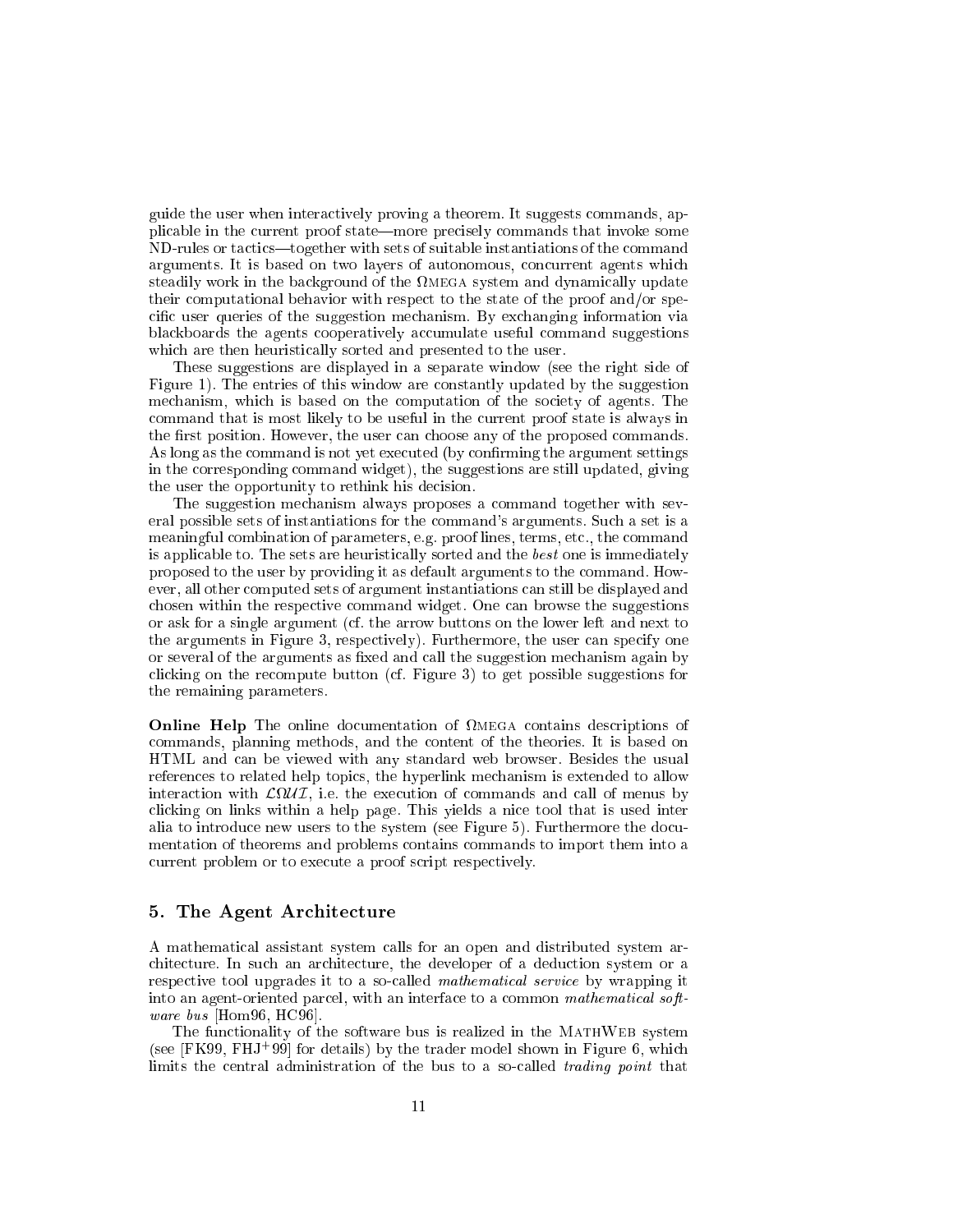guide the user when interactively proving a theorem. It suggests commands, applicable in the current proof state—more precisely commands that invoke some ND-rules or tactics—together with sets of suitable instantiations of the command arguments. It is based on two layers of autonomous, concurrent agents which steadily work in the background of the ΩMEGA system and dynamically update their computational behavior with respect to the state of the proof and/or specific user queries of the suggestion mechanism. By exchanging information via blackboards the agents cooperatively accumulate useful command suggestions which are then heuristically sorted and presented to the user.

These suggestions are displayed in a separate window (see the right side of Figure 1). The entries of this window are constantly updated by the suggestion mechanism, which is based on the computation of the society of agents. The command that is most likely to be useful in the current proof state is always in the first position. However, the user can choose any of the proposed commands. As long as the command is not yet executed (by confirming the argument settings in the corresponding command widget), the suggestions are still updated, giving the user the opportunity to rethink his decision.

The suggestion mechanism always proposes a command together with several possible sets of instantiations for the command's arguments. Such a set is a meaningful combination of parameters, e.g. proof lines, terms, etc., the command is applicable to. The sets are heuristically sorted and the *best* one is immediately proposed to the user by providing it as default arguments to the command. However, all other computed sets of argument instantiations can still be displayed and chosen within the respective command widget. One can browse the suggestions or ask for a single argument (cf. the arrow buttons on the lower left and next to the arguments in Figure 3, respectively). Furthermore, the user can specify one or several of the arguments as fixed and call the suggestion mechanism again by clicking on the recompute button (cf. Figure 3) to get possible suggestions for the remaining parameters.

**Online Help** The online documentation of ΩMEGA contains descriptions of commands, planning methods, and the content of the theories. It is based on HTML and can be viewed with any standard web browser. Besides the usual references to related help topics, the hyperlink mechanism is extended to allow interaction with $\mathcal{L}\Omega\mathcal{UI}$, i.e. the execution of commands and call of menus by clicking on links within a help page. This yields a nice tool that is used inter alia to introduce new users to the system (see Figure 5). Furthermore the documentation of theorems and problems contains commands to import them into a current problem or to execute a proof script respectively.

## 5. The Agent Architecture

A mathematical assistant system calls for an open and distributed system architecture. In such an architecture, the developer of a deduction system or a respective tool upgrades it to a so-called *mathematical service* by wrapping it into an agent-oriented parcel, with an interface to a common *mathematical software bus* [Hom96, HC96].

The functionality of the software bus is realized in the MATHWEB system (see [FK99, FHJ+99] for details) by the trader model shown in Figure 6, which limits the central administration of the bus to a so-called *trading point* that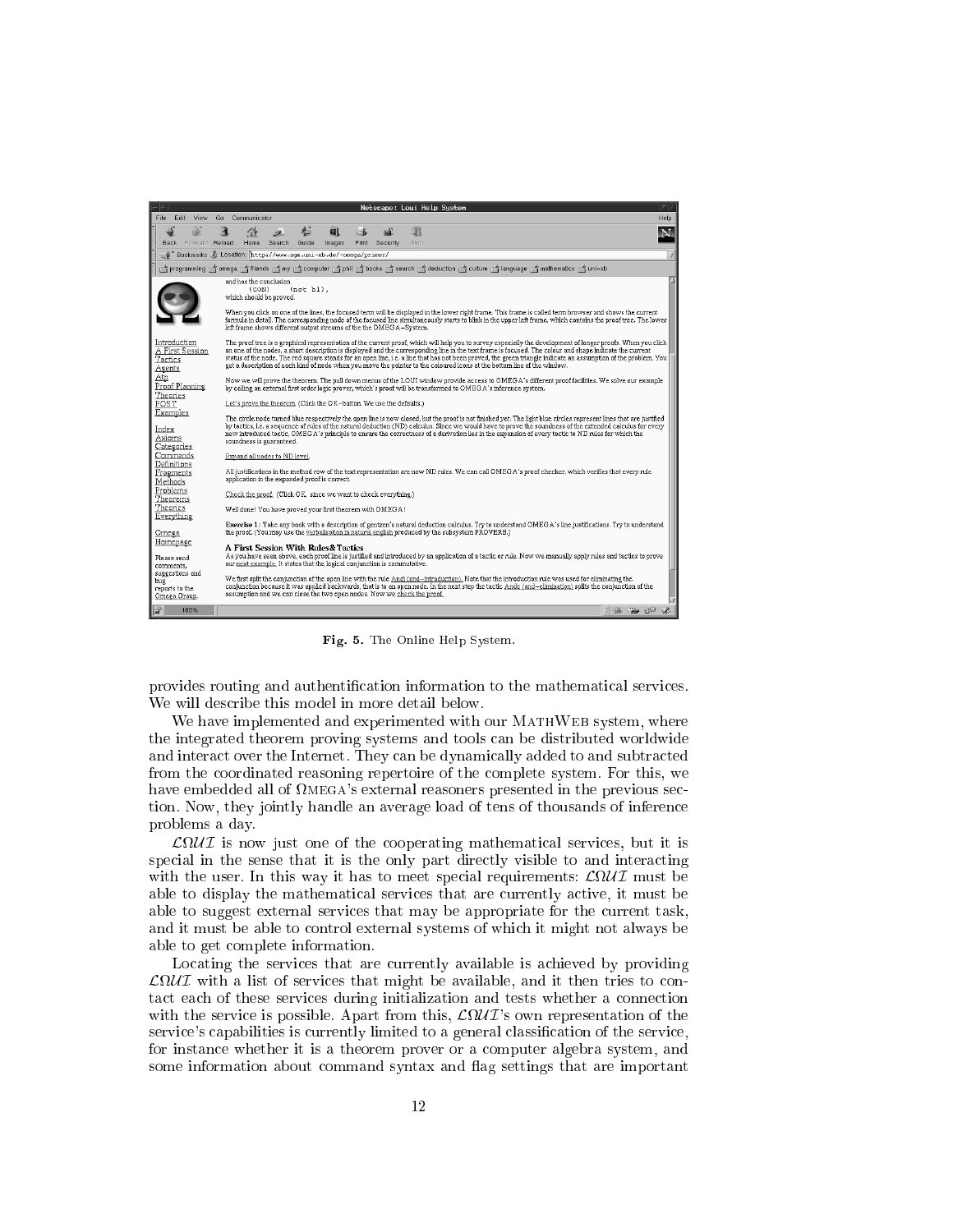Fig. 5. The Online Help System.

provides routing and authentification information to the mathematical services. We will describe this model in more detail below.

We have implemented and experimented with our MathWeb system, where the integrated theorem proving systems and tools can be distributed worldwide and interact over the Internet. They can be dynamically added to and subtracted from the coordinated reasoning repertoire of the complete system. For this, we have embedded all of ΩMEGA's external reasoners presented in the previous section. Now, they jointly handle an average load of tens of thousands of inference problems a day.

$\mathcal{L}\Omega\mathcal{UI}$ is now just one of the cooperating mathematical services, but it is special in the sense that it is the only part directly visible to and interacting with the user. In this way it has to meet special requirements: $\mathcal{L}\Omega\mathcal{UI}$ must be able to display the mathematical services that are currently active, it must be able to suggest external services that may be appropriate for the current task, and it must be able to control external systems of which it might not always be able to get complete information.

Locating the services that are currently available is achieved by providing $\mathcal{L}\Omega\mathcal{UI}$ with a list of services that might be available, and it then tries to contact each of these services during initialization and tests whether a connection with the service is possible. Apart from this, $\mathcal{L}\Omega\mathcal{UI}$'s own representation of the service's capabilities is currently limited to a general classification of the service, for instance whether it is a theorem prover or a computer algebra system, and some information about command syntax and flag settings that are important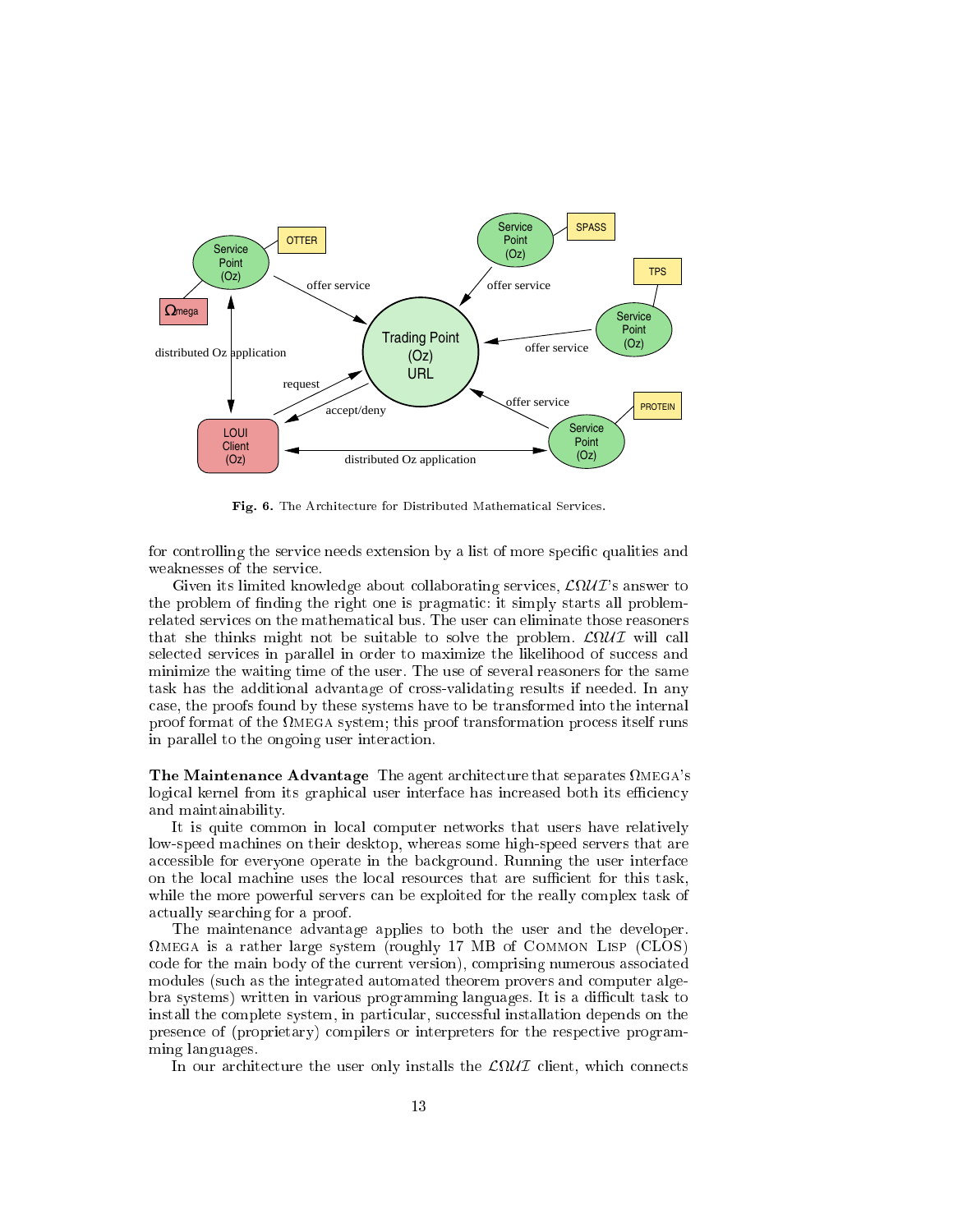**Fig. 6.** The Architecture for Distributed Mathematical Services.

for controlling the service needs extension by a list of more specific qualities and weaknesses of the service.

Given its limited knowledge about collaborating services, $\mathcal{L}\Omega\mathcal{UI}$'s answer to the problem of finding the right one is pragmatic: it simply starts all problem-related services on the mathematical bus. The user can eliminate those reasoners that she thinks might not be suitable to solve the problem. $\mathcal{L}\Omega\mathcal{UI}$ will call selected services in parallel in order to maximize the likelihood of success and minimize the waiting time of the user. The use of several reasoners for the same task has the additional advantage of cross-validating results if needed. In any case, the proofs found by these systems have to be transformed into the internal proof format of the ΩMEGA system; this proof transformation process itself runs in parallel to the ongoing user interaction.

**The Maintenance Advantage** The agent architecture that separates ΩMEGA's logical kernel from its graphical user interface has increased both its efficiency and maintainability.

It is quite common in local computer networks that users have relatively low-speed machines on their desktop, whereas some high-speed servers that are accessible for everyone operate in the background. Running the user interface on the local machine uses the local resources that are sufficient for this task, while the more powerful servers can be exploited for the really complex task of actually searching for a proof.

The maintenance advantage applies to both the user and the developer. ΩMEGA is a rather large system (roughly 17 MB of COMMON LISP (CLOS) code for the main body of the current version), comprising numerous associated modules (such as the integrated automated theorem provers and computer algebra systems) written in various programming languages. It is a difficult task to install the complete system, in particular, successful installation depends on the presence of (proprietary) compilers or interpreters for the respective programming languages.

In our architecture the user only installs the $\mathcal{L}\Omega\mathcal{UI}$ client, which connects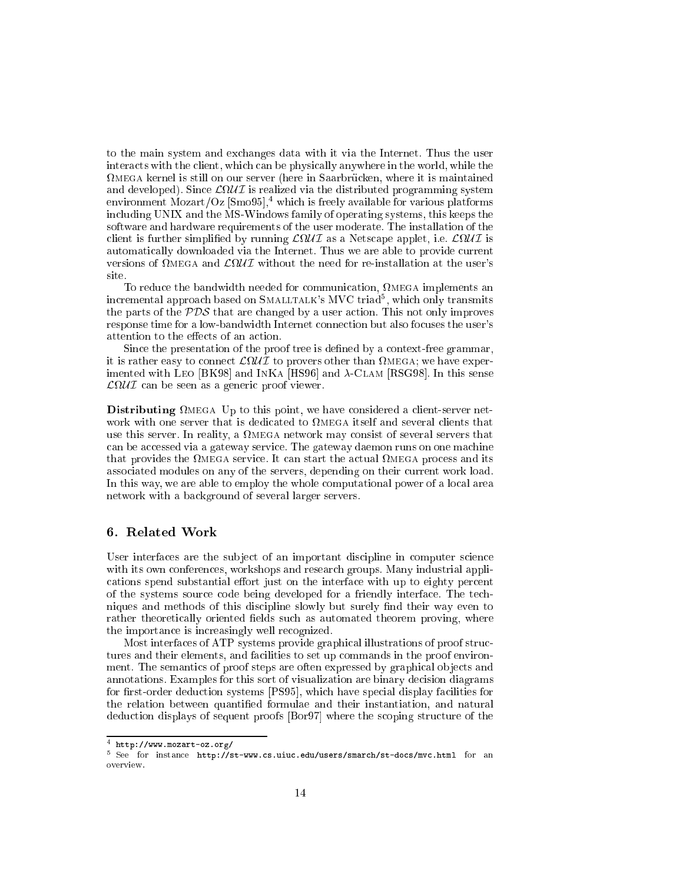to the main system and exchanges data with it via the Internet. Thus the user interacts with the client, which can be physically anywhere in the world, while the ΩMEGA kernel is still on our server (here in Saarbrücken, where it is maintained and developed). Since $\mathcal{L}\Omega\mathcal{UI}$ is realized via the distributed programming system environment Mozart/Oz [Smo95],[4] which is freely available for various platforms including UNIX and the MS-Windows family of operating systems, this keeps the software and hardware requirements of the user moderate. The installation of the client is further simplified by running $\mathcal{L}\Omega\mathcal{UI}$ as a Netscape applet, i.e. $\mathcal{L}\Omega\mathcal{UI}$ is automatically downloaded via the Internet. Thus we are able to provide current versions of ΩMEGA and $\mathcal{L}\Omega\mathcal{UI}$ without the need for re-installation at the user's site.

To reduce the bandwidth needed for communication, ΩMEGA implements an incremental approach based on SMALLTALK's MVC triad[5], which only transmits the parts of the $\mathcal{PDS}$ that are changed by a user action. This not only improves response time for a low-bandwidth Internet connection but also focuses the user's attention to the effects of an action.

Since the presentation of the proof tree is defined by a context-free grammar, it is rather easy to connect $\mathcal{L}\Omega\mathcal{UI}$ to provers other than ΩMEGA; we have experimented with LEO [BK98] and INKA [HS96] and $\lambda$-CLAM [RSG98]. In this sense $\mathcal{L}\Omega\mathcal{UI}$ can be seen as a generic proof viewer.

**Distributing ΩMEGA** Up to this point, we have considered a client-server network with one server that is dedicated to ΩMEGA itself and several clients that use this server. In reality, a ΩMEGA network may consist of several servers that can be accessed via a gateway service. The gateway daemon runs on one machine that provides the ΩMEGA service. It can start the actual ΩMEGA process and its associated modules on any of the servers, depending on their current work load. In this way, we are able to employ the whole computational power of a local area network with a background of several larger servers.

## 6. Related Work

User interfaces are the subject of an important discipline in computer science with its own conferences, workshops and research groups. Many industrial applications spend substantial effort just on the interface with up to eighty percent of the systems source code being developed for a friendly interface. The techniques and methods of this discipline slowly but surely find their way even to rather theoretically oriented fields such as automated theorem proving, where the importance is increasingly well recognized.

Most interfaces of ATP systems provide graphical illustrations of proof structures and their elements, and facilities to set up commands in the proof environment. The semantics of proof steps are often expressed by graphical objects and annotations. Examples for this sort of visualization are binary decision diagrams for first-order deduction systems [PS95], which have special display facilities for the relation between quantified formulae and their instantiation, and natural deduction displays of sequent proofs [Bor97] where the scoping structure of the

---

[4] `http://www.mozart-oz.org/`

[5] See for instance `http://st-www.cs.uiuc.edu/users/smarch/st-docs/mvc.html` for an overview.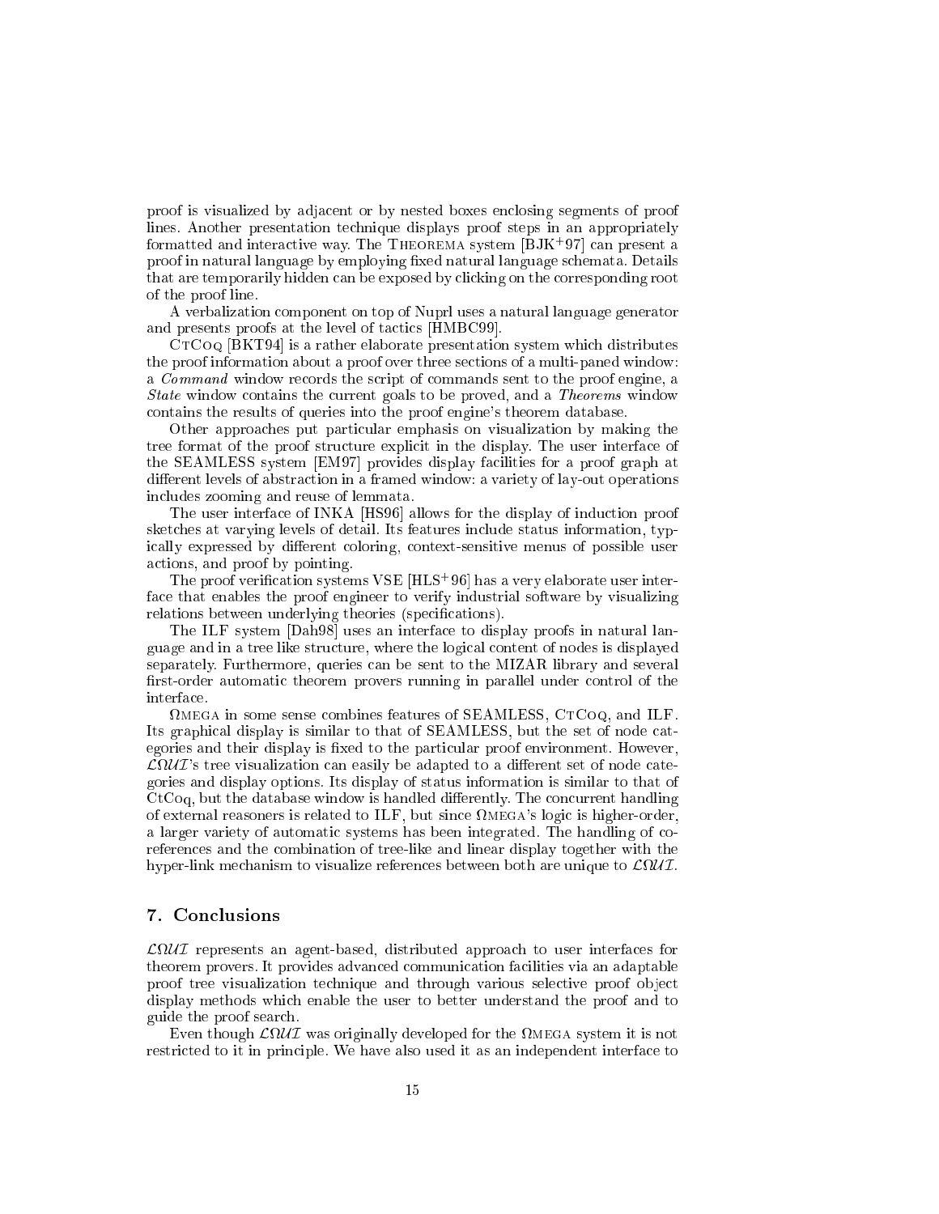proof is visualized by adjacent or by nested boxes enclosing segments of proof lines. Another presentation technique displays proof steps in an appropriately formatted and interactive way. The Theorema system [BJK+97] can present a proof in natural language by employing fixed natural language schemata. Details that are temporarily hidden can be exposed by clicking on the corresponding root of the proof line.

A verbalization component on top of Nuprl uses a natural language generator and presents proofs at the level of tactics [HMBC99].

CtCoq [BKT94] is a rather elaborate presentation system which distributes the proof information about a proof over three sections of a multi-paned window: a *Command* window records the script of commands sent to the proof engine, a *State* window contains the current goals to be proved, and a *Theorems* window contains the results of queries into the proof engine's theorem database.

Other approaches put particular emphasis on visualization by making the tree format of the proof structure explicit in the display. The user interface of the SEAMLESS system [EM97] provides display facilities for a proof graph at different levels of abstraction in a framed window: a variety of lay-out operations includes zooming and reuse of lemmata.

The user interface of INKA [HS96] allows for the display of induction proof sketches at varying levels of detail. Its features include status information, typically expressed by different coloring, context-sensitive menus of possible user actions, and proof by pointing.

The proof verification systems VSE [HLS+96] has a very elaborate user interface that enables the proof engineer to verify industrial software by visualizing relations between underlying theories (specifications).

The ILF system [Dah98] uses an interface to display proofs in natural language and in a tree like structure, where the logical content of nodes is displayed separately. Furthermore, queries can be sent to the MIZAR library and several first-order automatic theorem provers running in parallel under control of the interface.

$\Omega$mega in some sense combines features of SEAMLESS, CtCoq, and ILF. Its graphical display is similar to that of SEAMLESS, but the set of node categories and their display is fixed to the particular proof environment. However, $\mathcal{L}\Omega\mathcal{UI}$'s tree visualization can easily be adapted to a different set of node categories and display options. Its display of status information is similar to that of CtCoq, but the database window is handled differently. The concurrent handling of external reasoners is related to ILF, but since $\Omega$mega's logic is higher-order, a larger variety of automatic systems has been integrated. The handling of co-references and the combination of tree-like and linear display together with the hyper-link mechanism to visualize references between both are unique to $\mathcal{L}\Omega\mathcal{UI}$.

## 7. Conclusions

$\mathcal{L}\Omega\mathcal{UI}$ represents an agent-based, distributed approach to user interfaces for theorem provers. It provides advanced communication facilities via an adaptable proof tree visualization technique and through various selective proof object display methods which enable the user to better understand the proof and to guide the proof search.

Even though $\mathcal{L}\Omega\mathcal{UI}$ was originally developed for the $\Omega$mega system it is not restricted to it in principle. We have also used it as an independent interface to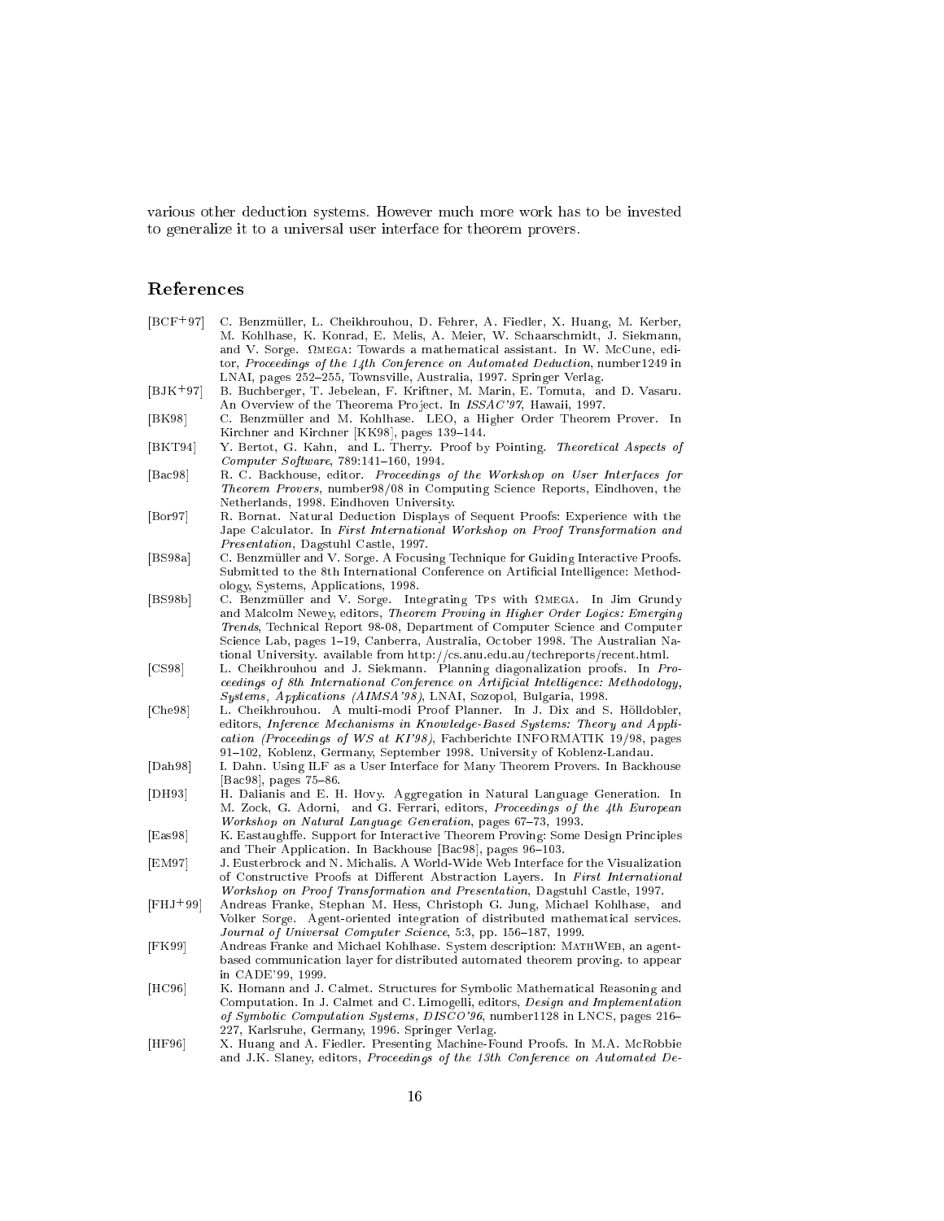various other deduction systems. However much more work has to be invested to generalize it to a universal user interface for theorem provers.

## References

[BCF+97] C. Benzmüller, L. Cheikhrouhou, D. Fehrer, A. Fiedler, X. Huang, M. Kerber, M. Kohlhase, K. Konrad, E. Melis, A. Meier, W. Schaarschmidt, J. Siekmann, and V. Sorge. ΩMEGA: Towards a mathematical assistant. In W. McCune, editor, *Proceedings of the 14th Conference on Automated Deduction*, number1249 in LNAI, pages 252–255, Townsville, Australia, 1997. Springer Verlag.

[BJK+97] B. Buchberger, T. Jebelean, F. Kriftner, M. Marin, E. Tomuta, and D. Vasaru. An Overview of the Theorema Project. In *ISSAC'97*, Hawaii, 1997.

[BK98] C. Benzmüller and M. Kohlhase. LEO, a Higher Order Theorem Prover. In Kirchner and Kirchner [KK98], pages 139–144.

[BKT94] Y. Bertot, G. Kahn, and L. Therry. Proof by Pointing. *Theoretical Aspects of Computer Software*, 789:141–160, 1994.

[Bac98] R. C. Backhouse, editor. *Proceedings of the Workshop on User Interfaces for Theorem Provers*, number98/08 in Computing Science Reports, Eindhoven, the Netherlands, 1998. Eindhoven University.

[Bor97] R. Bornat. Natural Deduction Displays of Sequent Proofs: Experience with the Jape Calculator. In *First International Workshop on Proof Transformation and Presentation*, Dagstuhl Castle, 1997.

[BS98a] C. Benzmüller and V. Sorge. A Focusing Technique for Guiding Interactive Proofs. Submitted to the 8th International Conference on Artificial Intelligence: Methodology, Systems, Applications, 1998.

[BS98b] C. Benzmüller and V. Sorge. Integrating TPS with ΩMEGA. In Jim Grundy and Malcolm Newey, editors, *Theorem Proving in Higher Order Logics: Emerging Trends*, Technical Report 98-08, Department of Computer Science and Computer Science Lab, pages 1–19, Canberra, Australia, October 1998. The Australian National University. available from http://cs.anu.edu.au/techreports/recent.html.

[CS98] L. Cheikhrouhou and J. Siekmann. Planning diagonalization proofs. In *Proceedings of 8th International Conference on Artificial Intelligence: Methodology, Systems, Applications (AIMSA'98)*, LNAI, Sozopol, Bulgaria, 1998.

[Che98] L. Cheikhrouhou. A multi-modi Proof Planner. In J. Dix and S. Hölldobler, editors, *Inference Mechanisms in Knowledge-Based Systems: Theory and Application (Proceedings of WS at KI'98)*, Fachberichte INFORMATIK 19/98, pages 91–102, Koblenz, Germany, September 1998. University of Koblenz-Landau.

[Dah98] I. Dahn. Using ILF as a User Interface for Many Theorem Provers. In Backhouse [Bac98], pages 75–86.

[DH93] H. Dalianis and E. H. Hovy. Aggregation in Natural Language Generation. In M. Zock, G. Adorni, and G. Ferrari, editors, *Proceedings of the 4th European Workshop on Natural Language Generation*, pages 67–73, 1993.

[Eas98] K. Eastaughffe. Support for Interactive Theorem Proving: Some Design Principles and Their Application. In Backhouse [Bac98], pages 96–103.

[EM97] J. Eusterbrock and N. Michalis. A World-Wide Web Interface for the Visualization of Constructive Proofs at Different Abstraction Layers. In *First International Workshop on Proof Transformation and Presentation*, Dagstuhl Castle, 1997.

[FHJ+99] Andreas Franke, Stephan M. Hess, Christoph G. Jung, Michael Kohlhase, and Volker Sorge. Agent-oriented integration of distributed mathematical services. *Journal of Universal Computer Science*, 5:3, pp. 156–187, 1999.

[FK99] Andreas Franke and Michael Kohlhase. System description: MATHWEB, an agent-based communication layer for distributed automated theorem proving. to appear in CADE'99, 1999.

[HC96] K. Homann and J. Calmet. Structures for Symbolic Mathematical Reasoning and Computation. In J. Calmet and C. Limogelli, editors, *Design and Implementation of Symbolic Computation Systems, DISCO'96*, number1128 in LNCS, pages 216–227, Karlsruhe, Germany, 1996. Springer Verlag.

[HF96] X. Huang and A. Fiedler. Presenting Machine-Found Proofs. In M.A. McRobbie and J.K. Slaney, editors, *Proceedings of the 13th Conference on Automated De-*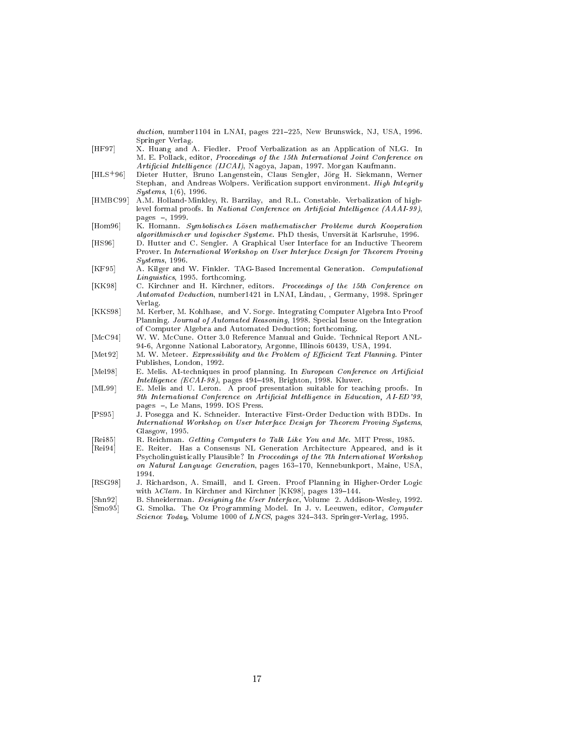*duction*, number1104 in LNAI, pages 221–225, New Brunswick, NJ, USA, 1996. Springer Verlag.

[HF97] X. Huang and A. Fiedler. Proof Verbalization as an Application of NLG. In M. E. Pollack, editor, *Proceedings of the 15th International Joint Conference on Artificial Intelligence (IJCAI)*, Nagoya, Japan, 1997. Morgan Kaufmann.

[HLS+96] Dieter Hutter, Bruno Langenstein, Claus Sengler, Jörg H. Siekmann, Werner Stephan, and Andreas Wolpers. Verification support environment. *High Integrity Systems*, 1(6), 1996.

[HMBC99] A.M. Holland-Minkley, R. Barzilay, and R.L. Constable. Verbalization of high-level formal proofs. In *National Conference on Artificial Intelligence (AAAI-99)*, pages –, 1999.

[Hom96] K. Homann. *Symbolisches Lösen mathematischer Probleme durch Kooperation algorithmischer und logischer Systeme*. PhD thesis, Unversität Karlsruhe, 1996.

[HS96] D. Hutter and C. Sengler. A Graphical User Interface for an Inductive Theorem Prover. In *International Workshop on User Interface Design for Theorem Proving Systems*, 1996.

[KF95] A. Kilger and W. Finkler. TAG-Based Incremental Generation. *Computational Linguistics*, 1995. forthcoming.

[KK98] C. Kirchner and H. Kirchner, editors. *Proceedings of the 15th Conference on Automated Deduction*, number1421 in LNAI, Lindau, , Germany, 1998. Springer Verlag.

[KKS98] M. Kerber, M. Kohlhase, and V. Sorge. Integrating Computer Algebra Into Proof Planning. *Journal of Automated Reasoning*, 1998. Special Issue on the Integration of Computer Algebra and Automated Deduction; forthcoming.

[McC94] W. W. McCune. Otter 3.0 Reference Manual and Guide. Technical Report ANL-94-6, Argonne National Laboratory, Argonne, Illinois 60439, USA, 1994.

[Met92] M. W. Meteer. *Expressibility and the Problem of Efficient Text Planning*. Pinter Publishes, London, 1992.

[Mel98] E. Melis. AI-techniques in proof planning. In *European Conference on Artificial Intelligence (ECAI-98)*, pages 494–498, Brighton, 1998. Kluwer.

[ML99] E. Melis and U. Leron. A proof presentation suitable for teaching proofs. In *9th International Conference on Artificial Intelligence in Education, AI-ED'99*, pages –, Le Mans, 1999. IOS Press.

[PS95] J. Posegga and K. Schneider. Interactive First-Order Deduction with BDDs. In *International Workshop on User Interface Design for Theorem Proving Systems*, Glasgow, 1995.

[Rei85] R. Reichman. *Getting Computers to Talk Like You and Me*. MIT Press, 1985.

[Rei94] E. Reiter. Has a Consensus NL Generation Architecture Appeared, and is it Psycholinguistically Plausible? In *Proceedings of the 7th International Workshop on Natural Language Generation*, pages 163–170, Kennebunkport, Maine, USA, 1994.

[RSG98] J. Richardson, A. Smaill, and I. Green. Proof Planning in Higher-Order Logic with $\lambda$*Clam*. In Kirchner and Kirchner [KK98], pages 139–144.

[Shn92] B. Shneiderman. *Designing the User Interface*, Volume 2. Addison-Wesley, 1992.

[Smo95] G. Smolka. The Oz Programming Model. In J. v. Leeuwen, editor, *Computer Science Today*, Volume 1000 of *LNCS*, pages 324–343. Springer-Verlag, 1995.